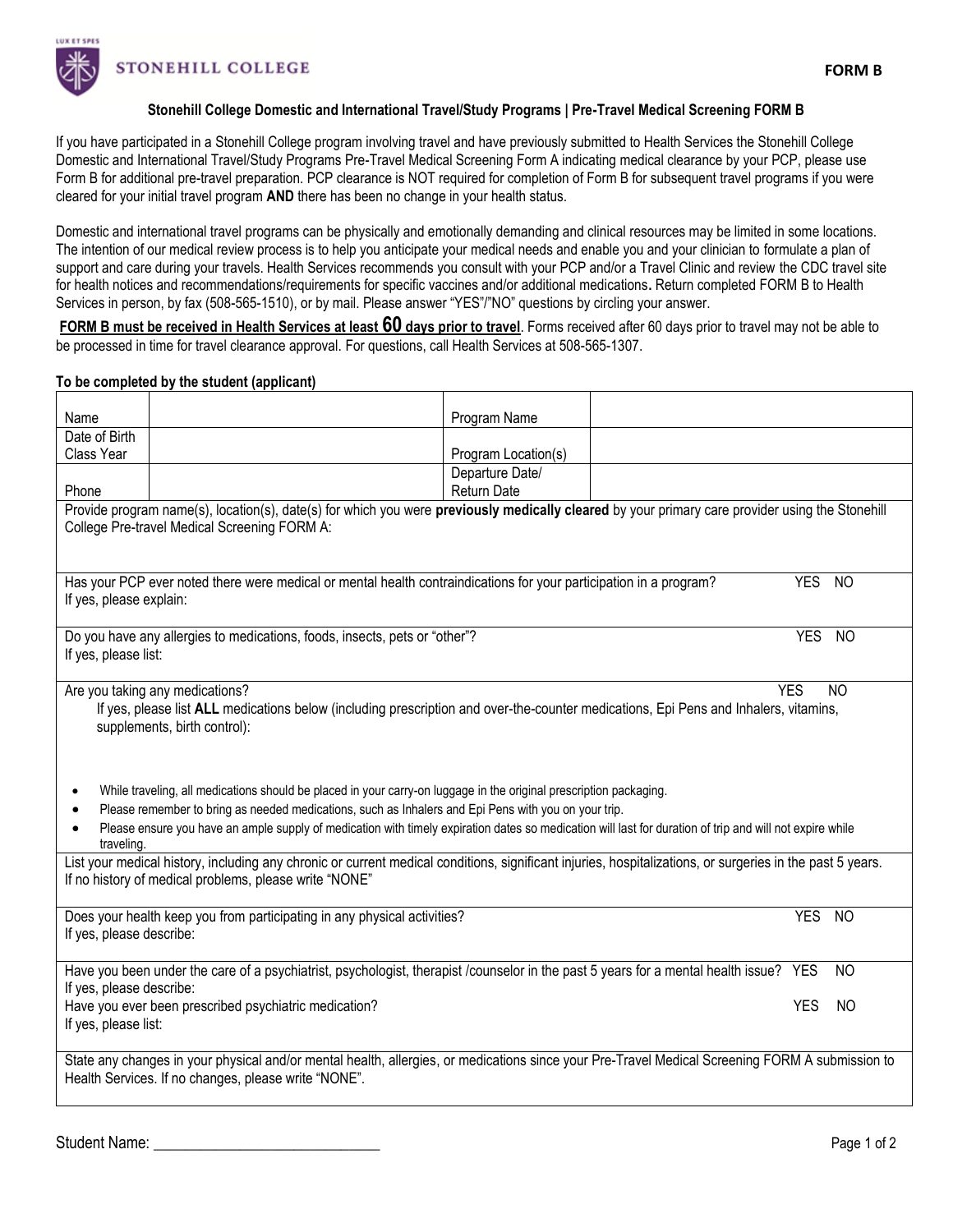STONEHILL COLLEGE

**FORM B**

### Stonehill College Domestic and International Travel/Study Programs | Pre-Travel Medical Screening FORM B

If you have participated in a Stonehill College program involving travel and have previously submitted to Health Services the Stonehill College Domestic and International Travel/Study Programs Pre-Travel Medical Screening Form A indicating medical clearance by your PCP, please use Form B for additional pre-travel preparation. PCP clearance is NOT required for completion of Form B for subsequent travel programs if you were cleared for your initial travel program **AND** there has been no change in your health status.

Domestic and international travel programs can be physically and emotionally demanding and clinical resources may be limited in some locations. The intention of our medical review process is to help you anticipate your medical needs and enable you and your clinician to formulate a plan of support and care during your travels. Health Services recommends you consult with your PCP and/or a Travel Clinic and review the CDC travel site for health notices and recommendations/requirements for specific vaccines and/or additional medications**.** Return completed FORM B to Health Services in person, by fax (508-565-1510), or by mail. Please answer "YES"/"NO" questions by circling your answer.

**FORM B must be received in Health Services at least 60 days prior to travel**. Forms received after 60 days prior to travel may not be able to be processed in time for travel clearance approval. For questions, call Health Services at 508-565-1307.

**To be completed by the student (applicant)**

| | | | |
|---|---|---|---|
| Name | | Program Name | |
| Date of Birth<br>Class Year | | Program Location(s) | |
| Phone | | Departure Date/<br>Return Date | |

Provide program name(s), location(s), date(s) for which you were **previously medically cleared** by your primary care provider using the Stonehill College Pre-travel Medical Screening FORM A:

Has your PCP ever noted there were medical or mental health contraindications for your participation in a program? YES NO
If yes, please explain:

Do you have any allergies to medications, foods, insects, pets or "other"? YES NO
If yes, please list:

Are you taking any medications? YES NO
If yes, please list **ALL** medications below (including prescription and over-the-counter medications, Epi Pens and Inhalers, vitamins, supplements, birth control):

- While traveling, all medications should be placed in your carry-on luggage in the original prescription packaging.
- Please remember to bring as needed medications, such as Inhalers and Epi Pens with you on your trip.
- Please ensure you have an ample supply of medication with timely expiration dates so medication will last for duration of trip and will not expire while traveling.

List your medical history, including any chronic or current medical conditions, significant injuries, hospitalizations, or surgeries in the past 5 years. If no history of medical problems, please write "NONE"

Does your health keep you from participating in any physical activities? YES NO
If yes, please describe:

Have you been under the care of a psychiatrist, psychologist, therapist /counselor in the past 5 years for a mental health issue? YES NO
If yes, please describe:
Have you ever been prescribed psychiatric medication? YES NO
If yes, please list:

State any changes in your physical and/or mental health, allergies, or medications since your Pre-Travel Medical Screening FORM A submission to Health Services. If no changes, please write "NONE".

Student Name: ______________________________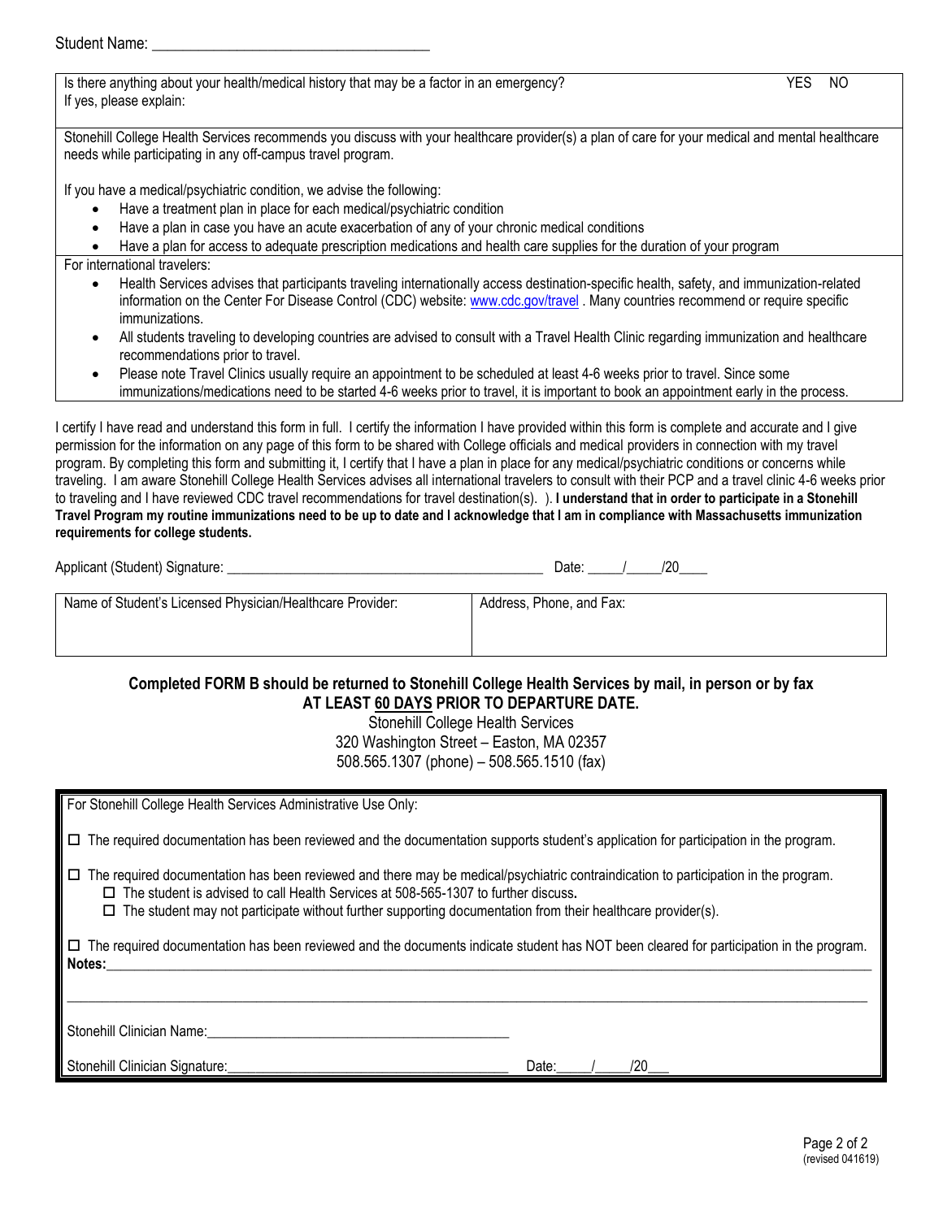Student Name: ___________________________________

| | |
|---|---|
| Is there anything about your health/medical history that may be a factor in an emergency?<br>If yes, please explain: | YES NO |

Stonehill College Health Services recommends you discuss with your healthcare provider(s) a plan of care for your medical and mental healthcare needs while participating in any off-campus travel program.

If you have a medical/psychiatric condition, we advise the following:

- Have a treatment plan in place for each medical/psychiatric condition
- Have a plan in case you have an acute exacerbation of any of your chronic medical conditions
- Have a plan for access to adequate prescription medications and health care supplies for the duration of your program

For international travelers:

- Health Services advises that participants traveling internationally access destination-specific health, safety, and immunization-related information on the Center For Disease Control (CDC) website: www.cdc.gov/travel . Many countries recommend or require specific immunizations.
- All students traveling to developing countries are advised to consult with a Travel Health Clinic regarding immunization and healthcare recommendations prior to travel.
- Please note Travel Clinics usually require an appointment to be scheduled at least 4-6 weeks prior to travel. Since some immunizations/medications need to be started 4-6 weeks prior to travel, it is important to book an appointment early in the process.

I certify I have read and understand this form in full. I certify the information I have provided within this form is complete and accurate and I give permission for the information on any page of this form to be shared with College officials and medical providers in connection with my travel program. By completing this form and submitting it, I certify that I have a plan in place for any medical/psychiatric conditions or concerns while traveling. I am aware Stonehill College Health Services advises all international travelers to consult with their PCP and a travel clinic 4-6 weeks prior to traveling and I have reviewed CDC travel recommendations for travel destination(s). ). **I understand that in order to participate in a Stonehill Travel Program my routine immunizations need to be up to date and I acknowledge that I am in compliance with Massachusetts immunization requirements for college students.**

Applicant (Student) Signature: ___________________________________________ Date: _____/_____/20____

| Name of Student's Licensed Physician/Healthcare Provider: | Address, Phone, and Fax: |
|---|---|
| | |

**Completed FORM B should be returned to Stonehill College Health Services by mail, in person or by fax AT LEAST 60 DAYS PRIOR TO DEPARTURE DATE.**

Stonehill College Health Services
320 Washington Street – Easton, MA 02357
508.565.1307 (phone) – 508.565.1510 (fax)

For Stonehill College Health Services Administrative Use Only:

☐ The required documentation has been reviewed and the documentation supports student's application for participation in the program.

☐ The required documentation has been reviewed and there may be medical/psychiatric contraindication to participation in the program.
- ☐ The student is advised to call Health Services at 508-565-1307 to further discuss.
- ☐ The student may not participate without further supporting documentation from their healthcare provider(s).

☐ The required documentation has been reviewed and the documents indicate student has NOT been cleared for participation in the program.

**Notes:**__________________________________________________________________________________________

__________________________________________________________________________________________________

Stonehill Clinician Name:___________________________________________

Stonehill Clinician Signature:_______________________________________ Date:_____/_____/20___

(revised 041619)